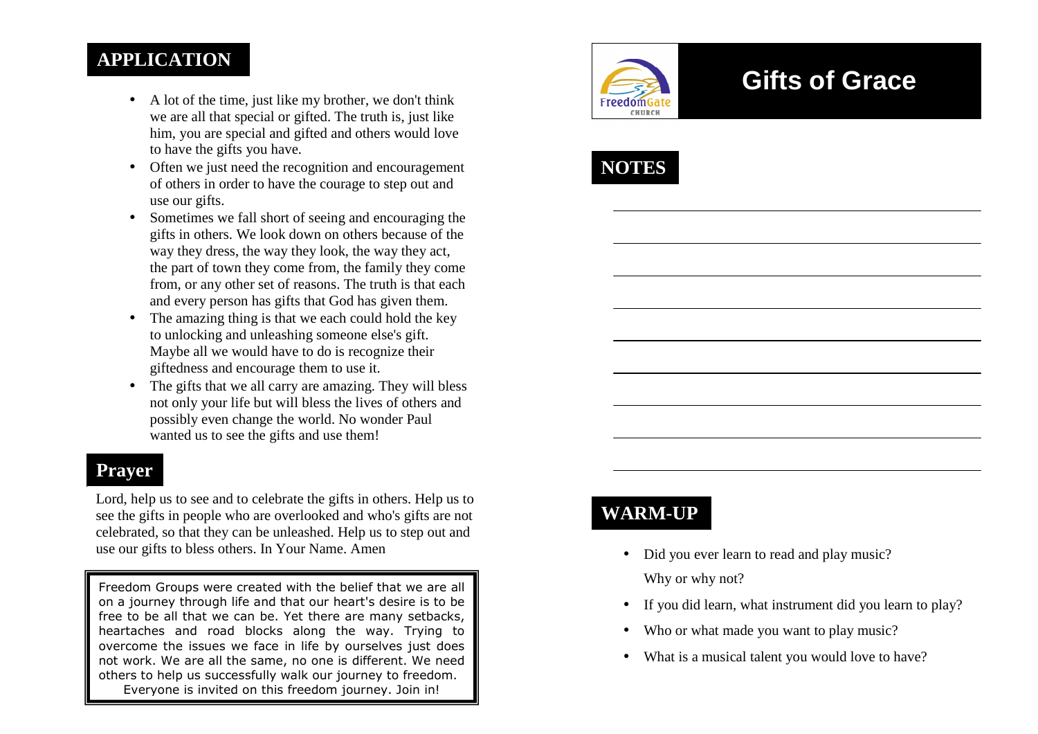## APPLICATION

- A lot of the time, just like my brother, we don't think we are all that special or gifted. The truth is, just like him, you are special and gifted and others would love to have the gifts you have.
- Often we just need the recognition and encouragement of others in order to have the courage to step out and use our gifts.
- Sometimes we fall short of seeing and encouraging the gifts in others. We look down on others because of the way they dress, the way they look, the way they act, the part of town they come from, the family they come from, or any other set of reasons. The truth is that each and every person has gifts that God has given them.
- The amazing thing is that we each could hold the key to unlocking and unleashing someone else's gift. Maybe all we would have to do is recognize their giftedness and encourage them to use it.
- The gifts that we all carry are amazing. They will bless not only your life but will bless the lives of others and possibly even change the world. No wonder Paul wanted us to see the gifts and use them!

## Prayer

Lord, help us to see and to celebrate the gifts in others. Help us to see the gifts in people who are overlooked and who's gifts are not celebrated, so that they can be unleashed. Help us to step out and use our gifts to bless others. In Your Name. Amen

Freedom Groups were created with the belief that we are all on a journey through life and that our heart's desire is to be free to be all that we can be. Yet there are many setbacks, heartaches and road blocks along the way. Trying to overcome the issues we face in life by ourselves just does not work. We are all the same, no one is different. We need others to help us successfully walk our journey to freedom. Everyone is invited on this freedom journey. Join in!

FreedomGate CHURCH

# Gifts of Grace

## NOTES

## WARM-UP

- Did you ever learn to read and play music? Why or why not?
- If you did learn, what instrument did you learn to play?
- Who or what made you want to play music?
- What is a musical talent you would love to have?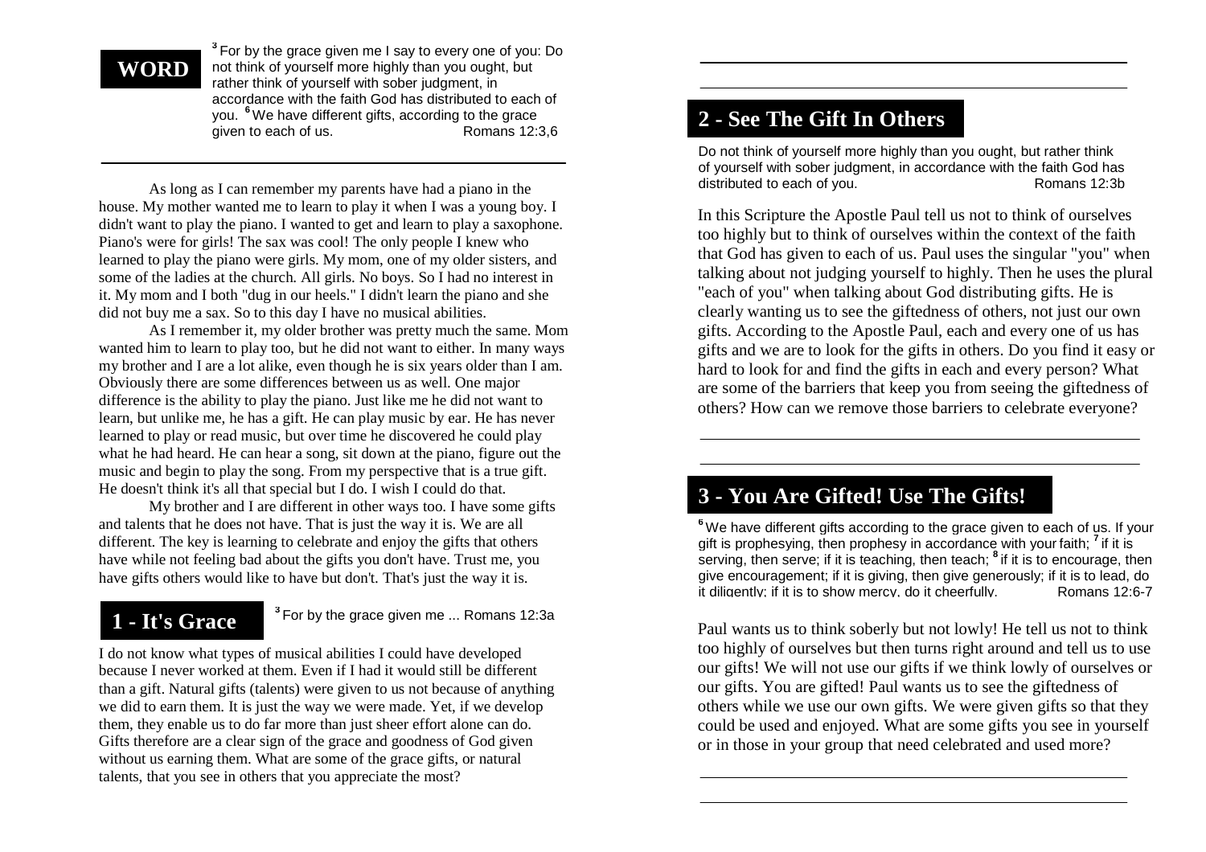**WORD**

[3] For by the grace given me I say to every one of you: Do not think of yourself more highly than you ought, but rather think of yourself with sober judgment, in accordance with the faith God has distributed to each of you. [6] We have different gifts, according to the grace given to each of us. Romans 12:3,6

As long as I can remember my parents have had a piano in the house. My mother wanted me to learn to play it when I was a young boy. I didn't want to play the piano. I wanted to get and learn to play a saxophone. Piano's were for girls! The sax was cool! The only people I knew who learned to play the piano were girls. My mom, one of my older sisters, and some of the ladies at the church. All girls. No boys. So I had no interest in it. My mom and I both "dug in our heels." I didn't learn the piano and she did not buy me a sax. So to this day I have no musical abilities.

As I remember it, my older brother was pretty much the same. Mom wanted him to learn to play too, but he did not want to either. In many ways my brother and I are a lot alike, even though he is six years older than I am. Obviously there are some differences between us as well. One major difference is the ability to play the piano. Just like me he did not want to learn, but unlike me, he has a gift. He can play music by ear. He has never learned to play or read music, but over time he discovered he could play what he had heard. He can hear a song, sit down at the piano, figure out the music and begin to play the song. From my perspective that is a true gift. He doesn't think it's all that special but I do. I wish I could do that.

My brother and I are different in other ways too. I have some gifts and talents that he does not have. That is just the way it is. We are all different. The key is learning to celebrate and enjoy the gifts that others have while not feeling bad about the gifts you don't have. Trust me, you have gifts others would like to have but don't. That's just the way it is.

## 1 - It's Grace

[3] For by the grace given me ... Romans 12:3a

I do not know what types of musical abilities I could have developed because I never worked at them. Even if I had it would still be different than a gift. Natural gifts (talents) were given to us not because of anything we did to earn them. It is just the way we were made. Yet, if we develop them, they enable us to do far more than just sheer effort alone can do. Gifts therefore are a clear sign of the grace and goodness of God given without us earning them. What are some of the grace gifts, or natural talents, that you see in others that you appreciate the most?

## 2 - See The Gift In Others

Do not think of yourself more highly than you ought, but rather think of yourself with sober judgment, in accordance with the faith God has distributed to each of you. Romans 12:3b

In this Scripture the Apostle Paul tell us not to think of ourselves too highly but to think of ourselves within the context of the faith that God has given to each of us. Paul uses the singular "you" when talking about not judging yourself to highly. Then he uses the plural "each of you" when talking about God distributing gifts. He is clearly wanting us to see the giftedness of others, not just our own gifts. According to the Apostle Paul, each and every one of us has gifts and we are to look for the gifts in others. Do you find it easy or hard to look for and find the gifts in each and every person? What are some of the barriers that keep you from seeing the giftedness of others? How can we remove those barriers to celebrate everyone?

## 3 - You Are Gifted! Use The Gifts!

[6] We have different gifts according to the grace given to each of us. If your gift is prophesying, then prophesy in accordance with your faith; [7] if it is serving, then serve; if it is teaching, then teach; [8] if it is to encourage, then give encouragement; if it is giving, then give generously; if it is to lead, do it diligently; if it is to show mercy, do it cheerfully. Romans 12:6-7

Paul wants us to think soberly but not lowly! He tell us not to think too highly of ourselves but then turns right around and tell us to use our gifts! We will not use our gifts if we think lowly of ourselves or our gifts. You are gifted! Paul wants us to see the giftedness of others while we use our own gifts. We were given gifts so that they could be used and enjoyed. What are some gifts you see in yourself or in those in your group that need celebrated and used more?